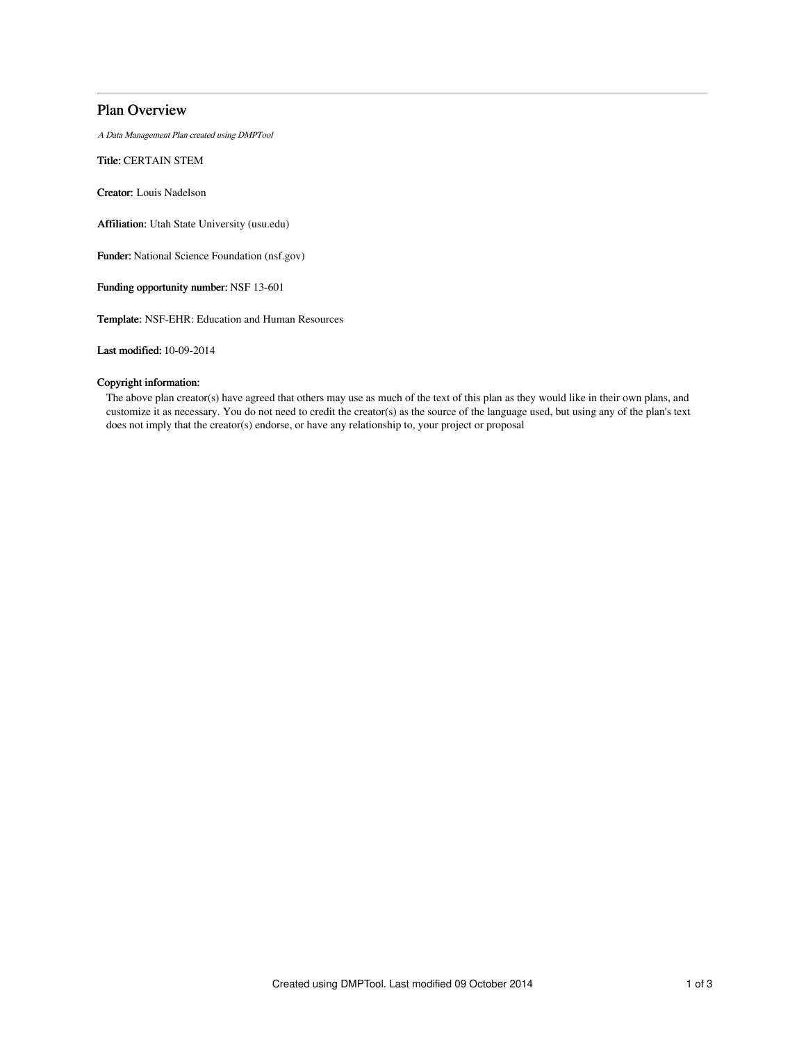# Plan Overview

*A Data Management Plan created using DMPTool*

**Title:** CERTAIN STEM

**Creator:** Louis Nadelson

**Affiliation:** Utah State University (usu.edu)

**Funder:** National Science Foundation (nsf.gov)

**Funding opportunity number:** NSF 13-601

**Template:** NSF-EHR: Education and Human Resources

**Last modified:** 10-09-2014

**Copyright information:**

The above plan creator(s) have agreed that others may use as much of the text of this plan as they would like in their own plans, and customize it as necessary. You do not need to credit the creator(s) as the source of the language used, but using any of the plan's text does not imply that the creator(s) endorse, or have any relationship to, your project or proposal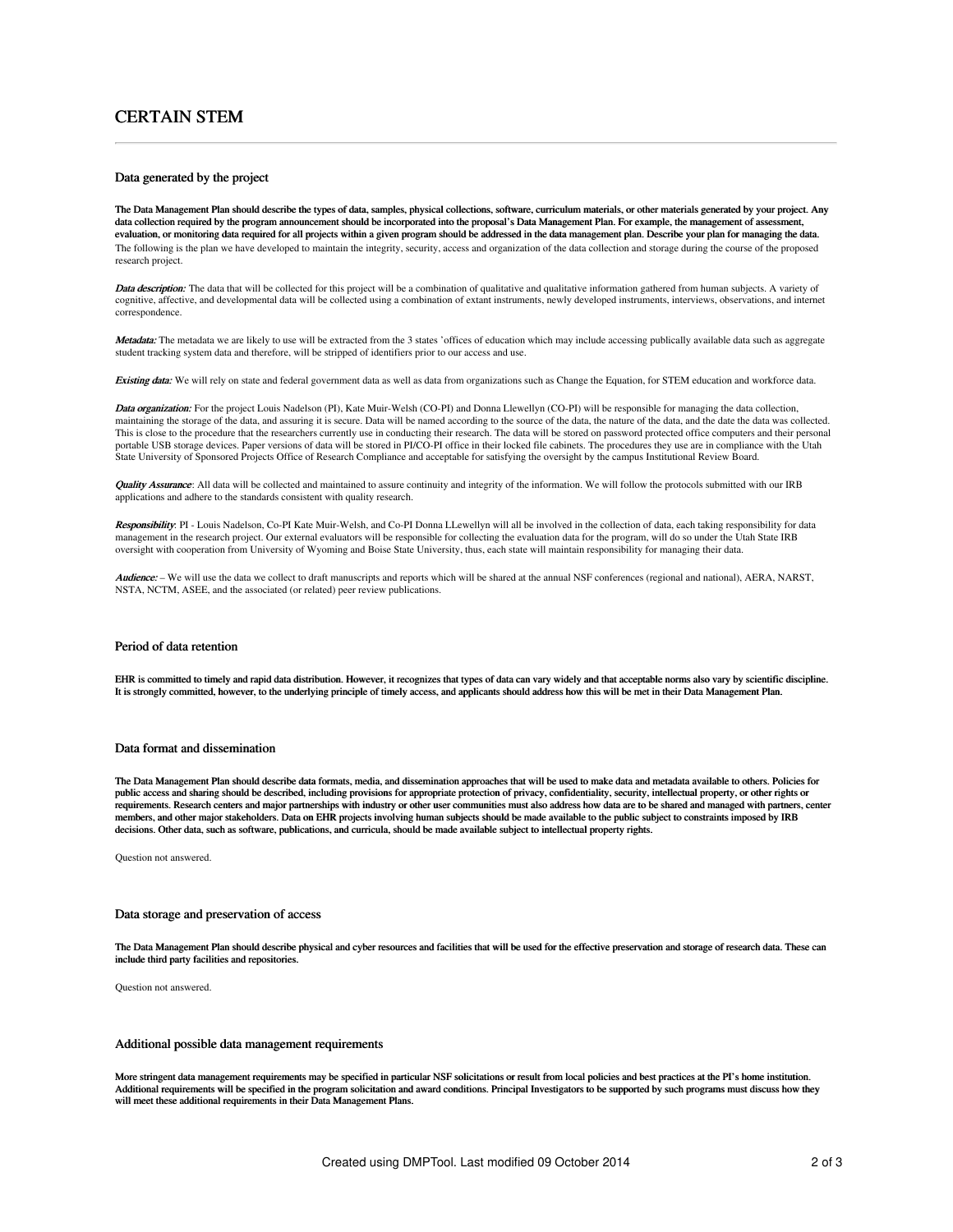# CERTAIN STEM

## Data generated by the project

**The Data Management Plan should describe the types of data, samples, physical collections, software, curriculum materials, or other materials generated by your project. Any data collection required by the program announcement should be incorporated into the proposal's Data Management Plan. For example, the management of assessment, evaluation, or monitoring data required for all projects within a given program should be addressed in the data management plan. Describe your plan for managing the data.**

The following is the plan we have developed to maintain the integrity, security, access and organization of the data collection and storage during the course of the proposed research project.

***Data description:*** The data that will be collected for this project will be a combination of qualitative and qualitative information gathered from human subjects. A variety of cognitive, affective, and developmental data will be collected using a combination of extant instruments, newly developed instruments, interviews, observations, and internet correspondence.

***Metadata:*** The metadata we are likely to use will be extracted from the 3 states 'offices of education which may include accessing publically available data such as aggregate student tracking system data and therefore, will be stripped of identifiers prior to our access and use.

***Existing data:*** We will rely on state and federal government data as well as data from organizations such as Change the Equation, for STEM education and workforce data.

***Data organization:*** For the project Louis Nadelson (PI), Kate Muir-Welsh (CO-PI) and Donna Llewellyn (CO-PI) will be responsible for managing the data collection, maintaining the storage of the data, and assuring it is secure. Data will be named according to the source of the data, the nature of the data, and the date the data was collected. This is close to the procedure that the researchers currently use in conducting their research. The data will be stored on password protected office computers and their personal portable USB storage devices. Paper versions of data will be stored in PI/CO-PI office in their locked file cabinets. The procedures they use are in compliance with the Utah State University of Sponsored Projects Office of Research Compliance and acceptable for satisfying the oversight by the campus Institutional Review Board.

***Quality Assurance***: All data will be collected and maintained to assure continuity and integrity of the information. We will follow the protocols submitted with our IRB applications and adhere to the standards consistent with quality research.

***Responsibility***: PI - Louis Nadelson, Co-PI Kate Muir-Welsh, and Co-PI Donna LLewellyn will all be involved in the collection of data, each taking responsibility for data management in the research project. Our external evaluators will be responsible for collecting the evaluation data for the program, will do so under the Utah State IRB oversight with cooperation from University of Wyoming and Boise State University, thus, each state will maintain responsibility for managing their data.

***Audience:*** – We will use the data we collect to draft manuscripts and reports which will be shared at the annual NSF conferences (regional and national), AERA, NARST, NSTA, NCTM, ASEE, and the associated (or related) peer review publications.

## Period of data retention

**EHR is committed to timely and rapid data distribution. However, it recognizes that types of data can vary widely and that acceptable norms also vary by scientific discipline. It is strongly committed, however, to the underlying principle of timely access, and applicants should address how this will be met in their Data Management Plan.**

## Data format and dissemination

**The Data Management Plan should describe data formats, media, and dissemination approaches that will be used to make data and metadata available to others. Policies for public access and sharing should be described, including provisions for appropriate protection of privacy, confidentiality, security, intellectual property, or other rights or requirements. Research centers and major partnerships with industry or other user communities must also address how data are to be shared and managed with partners, center members, and other major stakeholders. Data on EHR projects involving human subjects should be made available to the public subject to constraints imposed by IRB decisions. Other data, such as software, publications, and curricula, should be made available subject to intellectual property rights.**

Question not answered.

## Data storage and preservation of access

**The Data Management Plan should describe physical and cyber resources and facilities that will be used for the effective preservation and storage of research data. These can include third party facilities and repositories.**

Question not answered.

## Additional possible data management requirements

**More stringent data management requirements may be specified in particular NSF solicitations or result from local policies and best practices at the PI's home institution. Additional requirements will be specified in the program solicitation and award conditions. Principal Investigators to be supported by such programs must discuss how they will meet these additional requirements in their Data Management Plans.**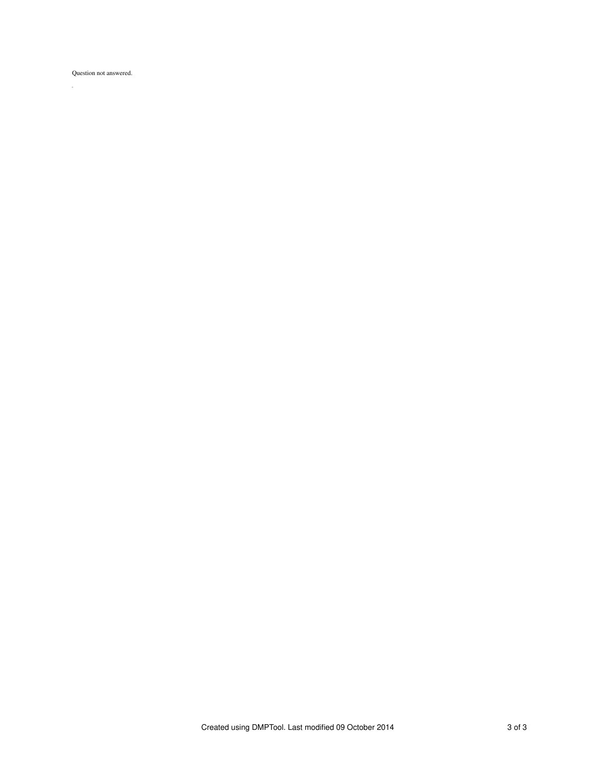Question not answered.